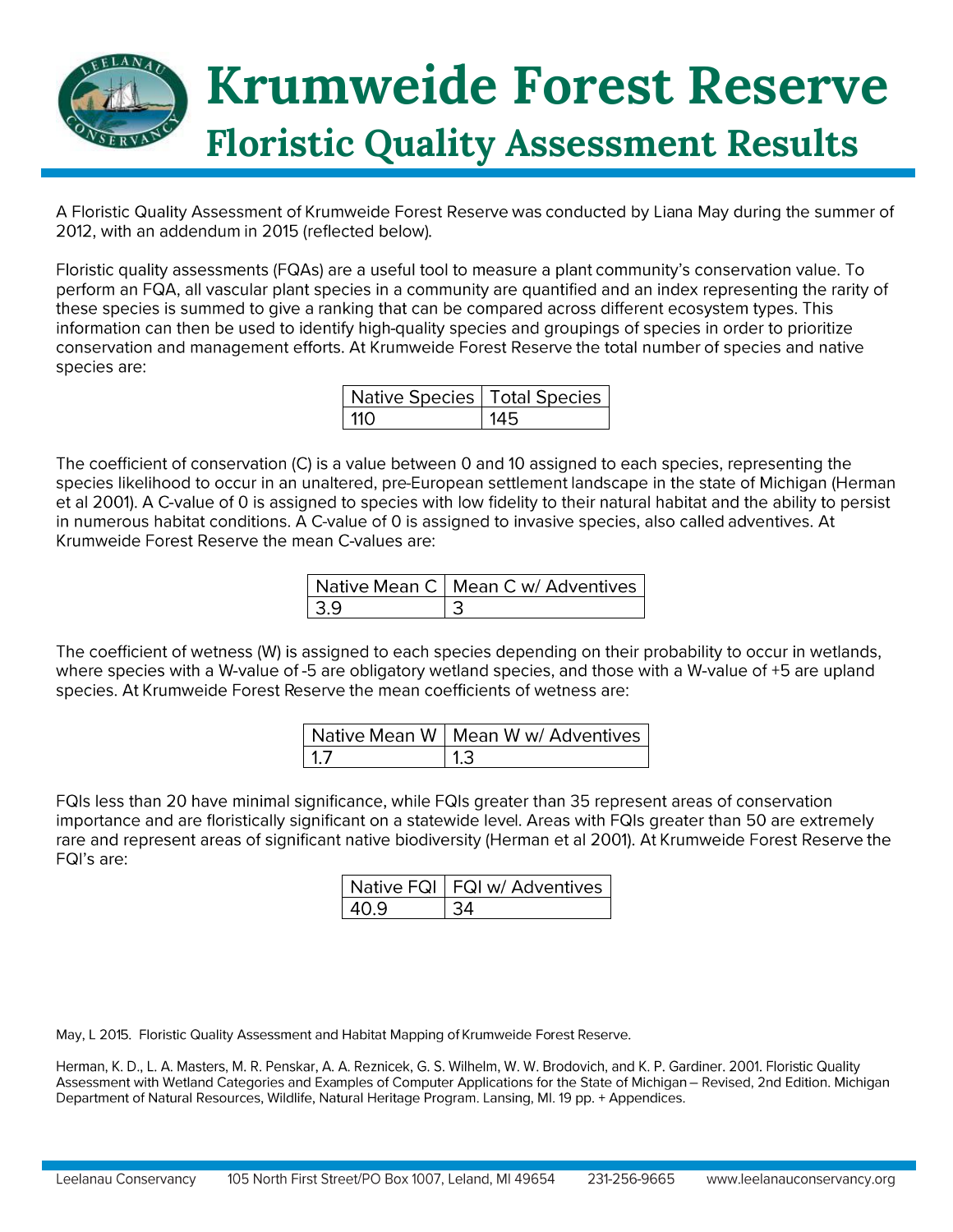# Krumweide Forest Reserve

## Floristic Quality Assessment Results

A Floristic Quality Assessment of Krumweide Forest Reserve was conducted by Liana May during the summer of 2012, with an addendum in 2015 (reflected below).

Floristic quality assessments (FQAs) are a useful tool to measure a plant community's conservation value. To perform an FQA, all vascular plant species in a community are quantified and an index representing the rarity of these species is summed to give a ranking that can be compared across different ecosystem types. This information can then be used to identify high-quality species and groupings of species in order to prioritize conservation and management efforts. At Krumweide Forest Reserve the total number of species and native species are:

| Native Species | Total Species |
|---|---|
| 110 | 145 |

The coefficient of conservation (C) is a value between 0 and 10 assigned to each species, representing the species likelihood to occur in an unaltered, pre-European settlement landscape in the state of Michigan (Herman et al 2001). A C-value of 0 is assigned to species with low fidelity to their natural habitat and the ability to persist in numerous habitat conditions. A C-value of 0 is assigned to invasive species, also called adventives. At Krumweide Forest Reserve the mean C-values are:

| Native Mean C | Mean C w/ Adventives |
|---|---|
| 3.9 | 3 |

The coefficient of wetness (W) is assigned to each species depending on their probability to occur in wetlands, where species with a W-value of -5 are obligatory wetland species, and those with a W-value of +5 are upland species. At Krumweide Forest Reserve the mean coefficients of wetness are:

| Native Mean W | Mean W w/ Adventives |
|---|---|
| 1.7 | 1.3 |

FQIs less than 20 have minimal significance, while FQIs greater than 35 represent areas of conservation importance and are floristically significant on a statewide level. Areas with FQIs greater than 50 are extremely rare and represent areas of significant native biodiversity (Herman et al 2001). At Krumweide Forest Reserve the FQI's are:

| Native FQI | FQI w/ Adventives |
|---|---|
| 40.9 | 34 |

May, L 2015. Floristic Quality Assessment and Habitat Mapping of Krumweide Forest Reserve.

Herman, K. D., L. A. Masters, M. R. Penskar, A. A. Reznicek, G. S. Wilhelm, W. W. Brodovich, and K. P. Gardiner. 2001. Floristic Quality Assessment with Wetland Categories and Examples of Computer Applications for the State of Michigan – Revised, 2nd Edition. Michigan Department of Natural Resources, Wildlife, Natural Heritage Program. Lansing, MI. 19 pp. + Appendices.

Leelanau Conservancy 105 North First Street/PO Box 1007, Leland, MI 49654 231-256-9665 www.leelanauconservancy.org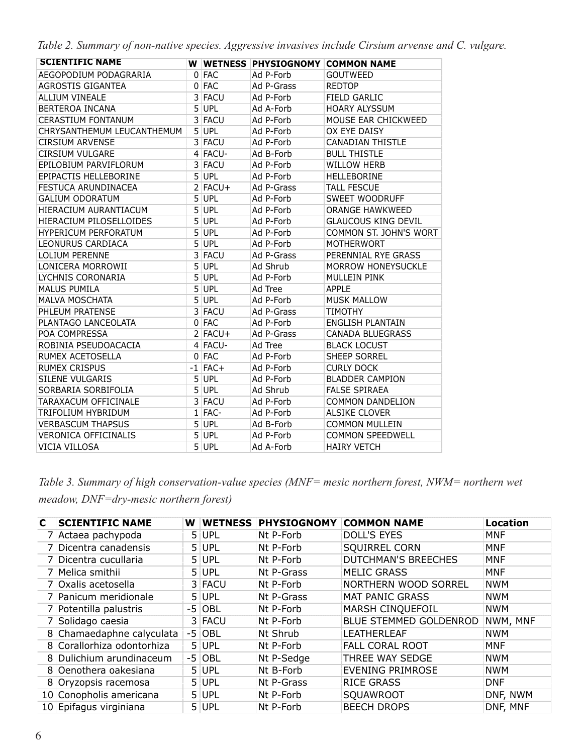*Table 2. Summary of non-native species. Aggressive invasives include Cirsium arvense and C. vulgare.*

| SCIENTIFIC NAME | W | WETNESS | PHYSIOGNOMY | COMMON NAME |
|---|---|---|---|---|
| AEGOPODIUM PODAGRARIA | 0 | FAC | Ad P-Forb | GOUTWEED |
| AGROSTIS GIGANTEA | 0 | FAC | Ad P-Grass | REDTOP |
| ALLIUM VINEALE | 3 | FACU | Ad P-Forb | FIELD GARLIC |
| BERTEROA INCANA | 5 | UPL | Ad A-Forb | HOARY ALYSSUM |
| CERASTIUM FONTANUM | 3 | FACU | Ad P-Forb | MOUSE EAR CHICKWEED |
| CHRYSANTHEMUM LEUCANTHEMUM | 5 | UPL | Ad P-Forb | OX EYE DAISY |
| CIRSIUM ARVENSE | 3 | FACU | Ad P-Forb | CANADIAN THISTLE |
| CIRSIUM VULGARE | 4 | FACU- | Ad B-Forb | BULL THISTLE |
| EPILOBIUM PARVIFLORUM | 3 | FACU | Ad P-Forb | WILLOW HERB |
| EPIPACTIS HELLEBORINE | 5 | UPL | Ad P-Forb | HELLEBORINE |
| FESTUCA ARUNDINACEA | 2 | FACU+ | Ad P-Grass | TALL FESCUE |
| GALIUM ODORATUM | 5 | UPL | Ad P-Forb | SWEET WOODRUFF |
| HIERACIUM AURANTIACUM | 5 | UPL | Ad P-Forb | ORANGE HAWKWEED |
| HIERACIUM PILOSELLOIDES | 5 | UPL | Ad P-Forb | GLAUCOUS KING DEVIL |
| HYPERICUM PERFORATUM | 5 | UPL | Ad P-Forb | COMMON ST. JOHN'S WORT |
| LEONURUS CARDIACA | 5 | UPL | Ad P-Forb | MOTHERWORT |
| LOLIUM PERENNE | 3 | FACU | Ad P-Grass | PERENNIAL RYE GRASS |
| LONICERA MORROWII | 5 | UPL | Ad Shrub | MORROW HONEYSUCKLE |
| LYCHNIS CORONARIA | 5 | UPL | Ad P-Forb | MULLEIN PINK |
| MALUS PUMILA | 5 | UPL | Ad Tree | APPLE |
| MALVA MOSCHATA | 5 | UPL | Ad P-Forb | MUSK MALLOW |
| PHLEUM PRATENSE | 3 | FACU | Ad P-Grass | TIMOTHY |
| PLANTAGO LANCEOLATA | 0 | FAC | Ad P-Forb | ENGLISH PLANTAIN |
| POA COMPRESSA | 2 | FACU+ | Ad P-Grass | CANADA BLUEGRASS |
| ROBINIA PSEUDOACACIA | 4 | FACU- | Ad Tree | BLACK LOCUST |
| RUMEX ACETOSELLA | 0 | FAC | Ad P-Forb | SHEEP SORREL |
| RUMEX CRISPUS | -1 | FAC+ | Ad P-Forb | CURLY DOCK |
| SILENE VULGARIS | 5 | UPL | Ad P-Forb | BLADDER CAMPION |
| SORBARIA SORBIFOLIA | 5 | UPL | Ad Shrub | FALSE SPIRAEA |
| TARAXACUM OFFICINALE | 3 | FACU | Ad P-Forb | COMMON DANDELION |
| TRIFOLIUM HYBRIDUM | 1 | FAC- | Ad P-Forb | ALSIKE CLOVER |
| VERBASCUM THAPSUS | 5 | UPL | Ad B-Forb | COMMON MULLEIN |
| VERONICA OFFICINALIS | 5 | UPL | Ad P-Forb | COMMON SPEEDWELL |
| VICIA VILLOSA | 5 | UPL | Ad A-Forb | HAIRY VETCH |

*Table 3. Summary of high conservation-value species (MNF= mesic northern forest, NWM= northern wet meadow, DNF=dry-mesic northern forest)*

| C | SCIENTIFIC NAME | W | WETNESS | PHYSIOGNOMY | COMMON NAME | Location |
|---|---|---|---|---|---|---|
| 7 | Actaea pachypoda | 5 | UPL | Nt P-Forb | DOLL'S EYES | MNF |
| 7 | Dicentra canadensis | 5 | UPL | Nt P-Forb | SQUIRREL CORN | MNF |
| 7 | Dicentra cucullaria | 5 | UPL | Nt P-Forb | DUTCHMAN'S BREECHES | MNF |
| 7 | Melica smithii | 5 | UPL | Nt P-Grass | MELIC GRASS | MNF |
| 7 | Oxalis acetosella | 3 | FACU | Nt P-Forb | NORTHERN WOOD SORREL | NWM |
| 7 | Panicum meridionale | 5 | UPL | Nt P-Grass | MAT PANIC GRASS | NWM |
| 7 | Potentilla palustris | -5 | OBL | Nt P-Forb | MARSH CINQUEFOIL | NWM |
| 7 | Solidago caesia | 3 | FACU | Nt P-Forb | BLUE STEMMED GOLDENROD | NWM, MNF |
| 8 | Chamaedaphne calyculata | -5 | OBL | Nt Shrub | LEATHERLEAF | NWM |
| 8 | Corallorhiza odontorhiza | 5 | UPL | Nt P-Forb | FALL CORAL ROOT | MNF |
| 8 | Dulichium arundinaceum | -5 | OBL | Nt P-Sedge | THREE WAY SEDGE | NWM |
| 8 | Oenothera oakesiana | 5 | UPL | Nt B-Forb | EVENING PRIMROSE | NWM |
| 8 | Oryzopsis racemosa | 5 | UPL | Nt P-Grass | RICE GRASS | DNF |
| 10 | Conopholis americana | 5 | UPL | Nt P-Forb | SQUAWROOT | DNF, NWM |
| 10 | Epifagus virginiana | 5 | UPL | Nt P-Forb | BEECH DROPS | DNF, MNF |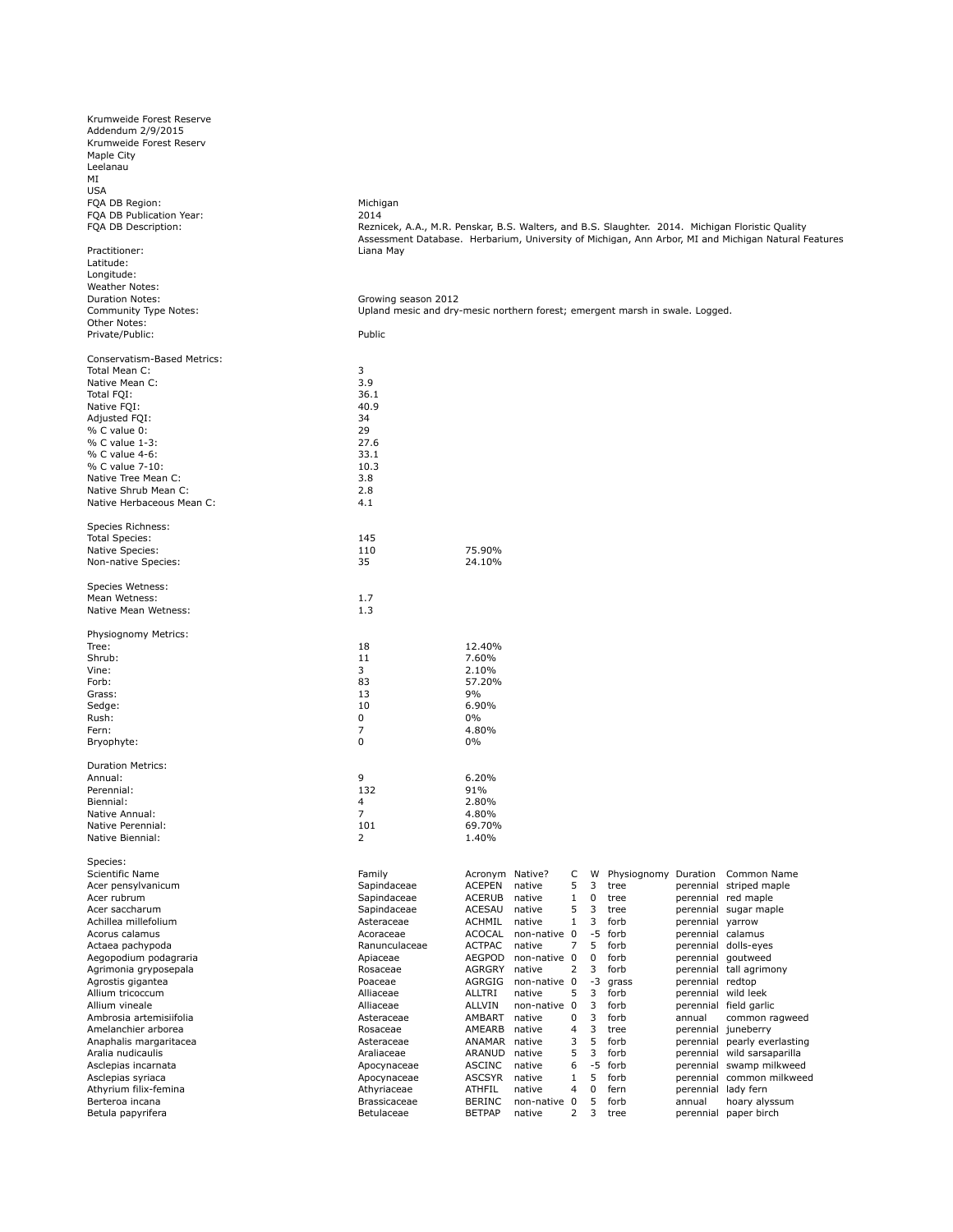Krumweide Forest Reserve
Addendum 2/9/2015
Krumweide Forest Reserv
Maple City
Leelanau
MI
USA

| | | |
|---|---|---|
| FQA DB Region: | Michigan | |
| FQA DB Publication Year: | 2014 | |
| FQA DB Description: | Reznicek, A.A., M.R. Penskar, B.S. Walters, and B.S. Slaughter. 2014. Michigan Floristic Quality Assessment Database. Herbarium, University of Michigan, Ann Arbor, MI and Michigan Natural Features | |
| Practitioner: | Liana May | |
| Latitude: | | |
| Longitude: | | |
| Weather Notes: | | |
| Duration Notes: | Growing season 2012 | |
| Community Type Notes: | Upland mesic and dry-mesic northern forest; emergent marsh in swale. Logged. | |
| Other Notes: | | |
| Private/Public: | Public | |

**Conservatism-Based Metrics:**

| | |
|---|---|
| Total Mean C: | 3 |
| Native Mean C: | 3.9 |
| Total FQI: | 36.1 |
| Native FQI: | 40.9 |
| Adjusted FQI: | 34 |
| % C value 0: | 29 |
| % C value 1-3: | 27.6 |
| % C value 4-6: | 33.1 |
| % C value 7-10: | 10.3 |
| Native Tree Mean C: | 3.8 |
| Native Shrub Mean C: | 2.8 |
| Native Herbaceous Mean C: | 4.1 |

**Species Richness:**

| | | |
|---|---|---|
| Total Species: | 145 | |
| Native Species: | 110 | 75.90% |
| Non-native Species: | 35 | 24.10% |

**Species Wetness:**

| | |
|---|---|
| Mean Wetness: | 1.7 |
| Native Mean Wetness: | 1.3 |

**Physiognomy Metrics:**

| | | |
|---|---|---|
| Tree: | 18 | 12.40% |
| Shrub: | 11 | 7.60% |
| Vine: | 3 | 2.10% |
| Forb: | 83 | 57.20% |
| Grass: | 13 | 9% |
| Sedge: | 10 | 6.90% |
| Rush: | 0 | 0% |
| Fern: | 7 | 4.80% |
| Bryophyte: | 0 | 0% |

**Duration Metrics:**

| | | |
|---|---|---|
| Annual: | 9 | 6.20% |
| Perennial: | 132 | 91% |
| Biennial: | 4 | 2.80% |
| Native Annual: | 7 | 4.80% |
| Native Perennial: | 101 | 69.70% |
| Native Biennial: | 2 | 1.40% |

**Species:**

| Scientific Name | Family | Acronym | Native? | C | W | Physiognomy | Duration | Common Name |
|---|---|---|---|---|---|---|---|---|
| Acer pensylvanicum | Sapindaceae | ACEPEN | native | 5 | 3 | tree | perennial | striped maple |
| Acer rubrum | Sapindaceae | ACERUB | native | 1 | 0 | tree | perennial | red maple |
| Acer saccharum | Sapindaceae | ACESAU | native | 5 | 3 | tree | perennial | sugar maple |
| Achillea millefolium | Asteraceae | ACHMIL | native | 1 | 3 | forb | perennial | yarrow |
| Acorus calamus | Acoraceae | ACOCAL | non-native | 0 | -5 | forb | perennial | calamus |
| Actaea pachypoda | Ranunculaceae | ACTPAC | native | 7 | 5 | forb | perennial | dolls-eyes |
| Aegopodium podagraria | Apiaceae | AEGPOD | non-native | 0 | 0 | forb | perennial | goutweed |
| Agrimonia gryposepala | Rosaceae | AGRGRY | native | 2 | 3 | forb | perennial | tall agrimony |
| Agrostis gigantea | Poaceae | AGRGIG | non-native | 0 | -3 | grass | perennial | redtop |
| Allium tricoccum | Alliaceae | ALLTRI | native | 5 | 3 | forb | perennial | wild leek |
| Allium vineale | Alliaceae | ALLVIN | non-native | 0 | 3 | forb | perennial | field garlic |
| Ambrosia artemisiifolia | Asteraceae | AMBART | native | 0 | 3 | forb | annual | common ragweed |
| Amelanchier arborea | Rosaceae | AMEARB | native | 4 | 3 | tree | perennial | juneberry |
| Anaphalis margaritacea | Asteraceae | ANAMAR | native | 3 | 5 | forb | perennial | pearly everlasting |
| Aralia nudicaulis | Araliaceae | ARANUD | native | 5 | 3 | forb | perennial | wild sarsaparilla |
| Asclepias incarnata | Apocynaceae | ASCINC | native | 6 | -5 | forb | perennial | swamp milkweed |
| Asclepias syriaca | Apocynaceae | ASCSYR | native | 1 | 5 | forb | perennial | common milkweed |
| Athyrium filix-femina | Athyriaceae | ATHFIL | native | 4 | 0 | fern | perennial | lady fern |
| Berteroa incana | Brassicaceae | BERINC | non-native | 0 | 5 | forb | annual | hoary alyssum |
| Betula papyrifera | Betulaceae | BETPAP | native | 2 | 3 | tree | perennial | paper birch |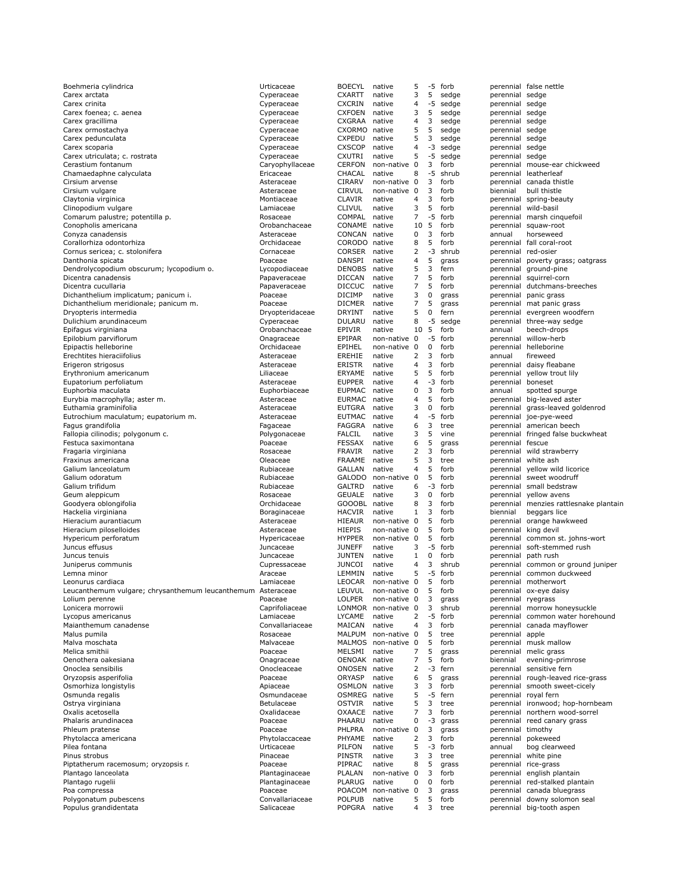| | | | | | | | | |
|---|---|---|---|---|---|---|---|---|
| Boehmeria cylindrica | Urticaceae | BOECYL | native | 5 | -5 | forb | perennial | false nettle |
| Carex arctata | Cyperaceae | CXARTT | native | 3 | 5 | sedge | perennial | sedge |
| Carex crinita | Cyperaceae | CXCRIN | native | 4 | -5 | sedge | perennial | sedge |
| Carex foenea; c. aenea | Cyperaceae | CXFOEN | native | 3 | 5 | sedge | perennial | sedge |
| Carex gracillima | Cyperaceae | CXGRAA | native | 4 | 3 | sedge | perennial | sedge |
| Carex ormostachya | Cyperaceae | CXORMO | native | 5 | 5 | sedge | perennial | sedge |
| Carex pedunculata | Cyperaceae | CXPEDU | native | 5 | 3 | sedge | perennial | sedge |
| Carex scoparia | Cyperaceae | CXSCOP | native | 4 | -3 | sedge | perennial | sedge |
| Carex utriculata; c. rostrata | Cyperaceae | CXUTRI | native | 5 | -5 | sedge | perennial | sedge |
| Cerastium fontanum | Caryophyllaceae | CERFON | non-native | 0 | 3 | forb | perennial | mouse-ear chickweed |
| Chamaedaphne calyculata | Ericaceae | CHACAL | native | 8 | -5 | shrub | perennial | leatherleaf |
| Cirsium arvense | Asteraceae | CIRARV | non-native | 0 | 3 | forb | perennial | canada thistle |
| Cirsium vulgare | Asteraceae | CIRVUL | non-native | 0 | 3 | forb | biennial | bull thistle |
| Claytonia virginica | Montiaceae | CLAVIR | native | 4 | 3 | forb | perennial | spring-beauty |
| Clinopodium vulgare | Lamiaceae | CLIVUL | native | 3 | 5 | forb | perennial | wild-basil |
| Comarum palustre; potentilla p. | Rosaceae | COMPAL | native | 7 | -5 | forb | perennial | marsh cinquefoil |
| Conopholis americana | Orobanchaceae | CONAME | native | 10 | 5 | forb | perennial | squaw-root |
| Conyza canadensis | Asteraceae | CONCAN | native | 0 | 3 | forb | annual | horseweed |
| Corallorhiza odontorhiza | Orchidaceae | CORODO | native | 8 | 5 | forb | perennial | fall coral-root |
| Cornus sericea; c. stolonifera | Cornaceae | CORSER | native | 2 | -3 | shrub | perennial | red-osier |
| Danthonia spicata | Poaceae | DANSPI | native | 4 | 5 | grass | perennial | poverty grass; oatgrass |
| Dendrolycopodium obscurum; lycopodium o. | Lycopodiaceae | DENOBS | native | 5 | 3 | fern | perennial | ground-pine |
| Dicentra canadensis | Papaveraceae | DICCAN | native | 7 | 5 | forb | perennial | squirrel-corn |
| Dicentra cucullaria | Papaveraceae | DICCUC | native | 7 | 5 | forb | perennial | dutchmans-breeches |
| Dichanthelium implicatum; panicum i. | Poaceae | DICIMP | native | 3 | 0 | grass | perennial | panic grass |
| Dichanthelium meridionale; panicum m. | Poaceae | DICMER | native | 7 | 5 | grass | perennial | mat panic grass |
| Dryopteris intermedia | Dryopteridaceae | DRYINT | native | 5 | 0 | fern | perennial | evergreen woodfern |
| Dulichium arundinaceum | Cyperaceae | DULARU | native | 8 | -5 | sedge | perennial | three-way sedge |
| Epifagus virginiana | Orobanchaceae | EPIVIR | native | 10 | 5 | forb | annual | beech-drops |
| Epilobium parviflorum | Onagraceae | EPIPAR | non-native | 0 | -5 | forb | perennial | willow-herb |
| Epipactis helleborine | Orchidaceae | EPIHEL | non-native | 0 | 0 | forb | perennial | helleborine |
| Erechtites hieraciifolius | Asteraceae | EREHIE | native | 2 | 3 | forb | annual | fireweed |
| Erigeron strigosus | Asteraceae | ERISTR | native | 4 | 3 | forb | perennial | daisy fleabane |
| Erythronium americanum | Liliaceae | ERYAME | native | 5 | 5 | forb | perennial | yellow trout lily |
| Eupatorium perfoliatum | Asteraceae | EUPPER | native | 4 | -3 | forb | perennial | boneset |
| Euphorbia maculata | Euphorbiaceae | EUPMAC | native | 0 | 3 | forb | annual | spotted spurge |
| Eurybia macrophylla; aster m. | Asteraceae | EURMAC | native | 4 | 5 | forb | perennial | big-leaved aster |
| Euthamia graminifolia | Asteraceae | EUTGRA | native | 3 | 0 | forb | perennial | grass-leaved goldenrod |
| Eutrochium maculatum; eupatorium m. | Asteraceae | EUTMAC | native | 4 | -5 | forb | perennial | joe-pye-weed |
| Fagus grandifolia | Fagaceae | FAGGRA | native | 6 | 3 | tree | perennial | american beech |
| Fallopia cilinodis; polygonum c. | Polygonaceae | FALCIL | native | 3 | 5 | vine | perennial | fringed false buckwheat |
| Festuca saximontana | Poaceae | FESSAX | native | 6 | 5 | grass | perennial | fescue |
| Fragaria virginiana | Rosaceae | FRAVIR | native | 2 | 3 | forb | perennial | wild strawberry |
| Fraxinus americana | Oleaceae | FRAAME | native | 5 | 3 | tree | perennial | white ash |
| Galium lanceolatum | Rubiaceae | GALLAN | native | 4 | 5 | forb | perennial | yellow wild licorice |
| Galium odoratum | Rubiaceae | GALODO | non-native | 0 | 5 | forb | perennial | sweet woodruff |
| Galium trifidum | Rubiaceae | GALTRD | native | 6 | -3 | forb | perennial | small bedstraw |
| Geum aleppicum | Rosaceae | GEUALE | native | 3 | 0 | forb | perennial | yellow avens |
| Goodyera oblongifolia | Orchidaceae | GOOOBL | native | 8 | 3 | forb | perennial | menzies rattlesnake plantain |
| Hackelia virginiana | Boraginaceae | HACVIR | native | 1 | 3 | forb | biennial | beggars lice |
| Hieracium aurantiacum | Asteraceae | HIEAUR | non-native | 0 | 5 | forb | perennial | orange hawkweed |
| Hieracium piloselloides | Asteraceae | HIEPIS | non-native | 0 | 5 | forb | perennial | king devil |
| Hypericum perforatum | Hypericaceae | HYPPER | non-native | 0 | 5 | forb | perennial | common st. johns-wort |
| Juncus effusus | Juncaceae | JUNEFF | native | 3 | -5 | forb | perennial | soft-stemmed rush |
| Juncus tenuis | Juncaceae | JUNTEN | native | 1 | 0 | forb | perennial | path rush |
| Juniperus communis | Cupressaceae | JUNCOI | native | 4 | 3 | shrub | perennial | common or ground juniper |
| Lemna minor | Araceae | LEMMIN | native | 5 | -5 | forb | perennial | common duckweed |
| Leonurus cardiaca | Lamiaceae | LEOCAR | non-native | 0 | 5 | forb | perennial | motherwort |
| Leucanthemum vulgare; chrysanthemum leucanthemum | Asteraceae | LEUVUL | non-native | 0 | 5 | forb | perennial | ox-eye daisy |
| Lolium perenne | Poaceae | LOLPER | non-native | 0 | 3 | grass | perennial | ryegrass |
| Lonicera morrowii | Caprifoliaceae | LONMOR | non-native | 0 | 3 | shrub | perennial | morrow honeysuckle |
| Lycopus americanus | Lamiaceae | LYCAME | native | 2 | -5 | forb | perennial | common water horehound |
| Maianthemum canadense | Convallariaceae | MAICAN | native | 4 | 3 | forb | perennial | canada mayflower |
| Malus pumila | Rosaceae | MALPUM | non-native | 0 | 5 | tree | perennial | apple |
| Malva moschata | Malvaceae | MALMOS | non-native | 0 | 5 | forb | perennial | musk mallow |
| Melica smithii | Poaceae | MELSMI | native | 7 | 5 | grass | perennial | melic grass |
| Oenothera oakesiana | Onagraceae | OENOAK | native | 7 | 5 | forb | biennial | evening-primrose |
| Onoclea sensibilis | Onocleaceae | ONOSEN | native | 2 | -3 | fern | perennial | sensitive fern |
| Oryzopsis asperifolia | Poaceae | ORYASP | native | 6 | 5 | grass | perennial | rough-leaved rice-grass |
| Osmorhiza longistylis | Apiaceae | OSMLON | native | 3 | 3 | forb | perennial | smooth sweet-cicely |
| Osmunda regalis | Osmundaceae | OSMREG | native | 5 | -5 | fern | perennial | royal fern |
| Ostrya virginiana | Betulaceae | OSTVIR | native | 5 | 3 | tree | perennial | ironwood; hop-hornbeam |
| Oxalis acetosella | Oxalidaceae | OXAACE | native | 7 | 3 | forb | perennial | northern wood-sorrel |
| Phalaris arundinacea | Poaceae | PHAARU | native | 0 | -3 | grass | perennial | reed canary grass |
| Phleum pratense | Poaceae | PHLPRA | non-native | 0 | 3 | grass | perennial | timothy |
| Phytolacca americana | Phytolaccaceae | PHYAME | native | 2 | 3 | forb | perennial | pokeweed |
| Pilea fontana | Urticaceae | PILFON | native | 5 | -3 | forb | annual | bog clearweed |
| Pinus strobus | Pinaceae | PINSTR | native | 3 | 3 | tree | perennial | white pine |
| Piptatherum racemosum; oryzopsis r. | Poaceae | PIPRAC | native | 8 | 5 | grass | perennial | rice-grass |
| Plantago lanceolata | Plantaginaceae | PLALAN | non-native | 0 | 3 | forb | perennial | english plantain |
| Plantago rugelii | Plantaginaceae | PLARUG | native | 0 | 0 | forb | perennial | red-stalked plantain |
| Poa compressa | Poaceae | POACOM | non-native | 0 | 3 | grass | perennial | canada bluegrass |
| Polygonatum pubescens | Convallariaceae | POLPUB | native | 5 | 5 | forb | perennial | downy solomon seal |
| Populus grandidentata | Salicaceae | POPGRA | native | 4 | 3 | tree | perennial | big-tooth aspen |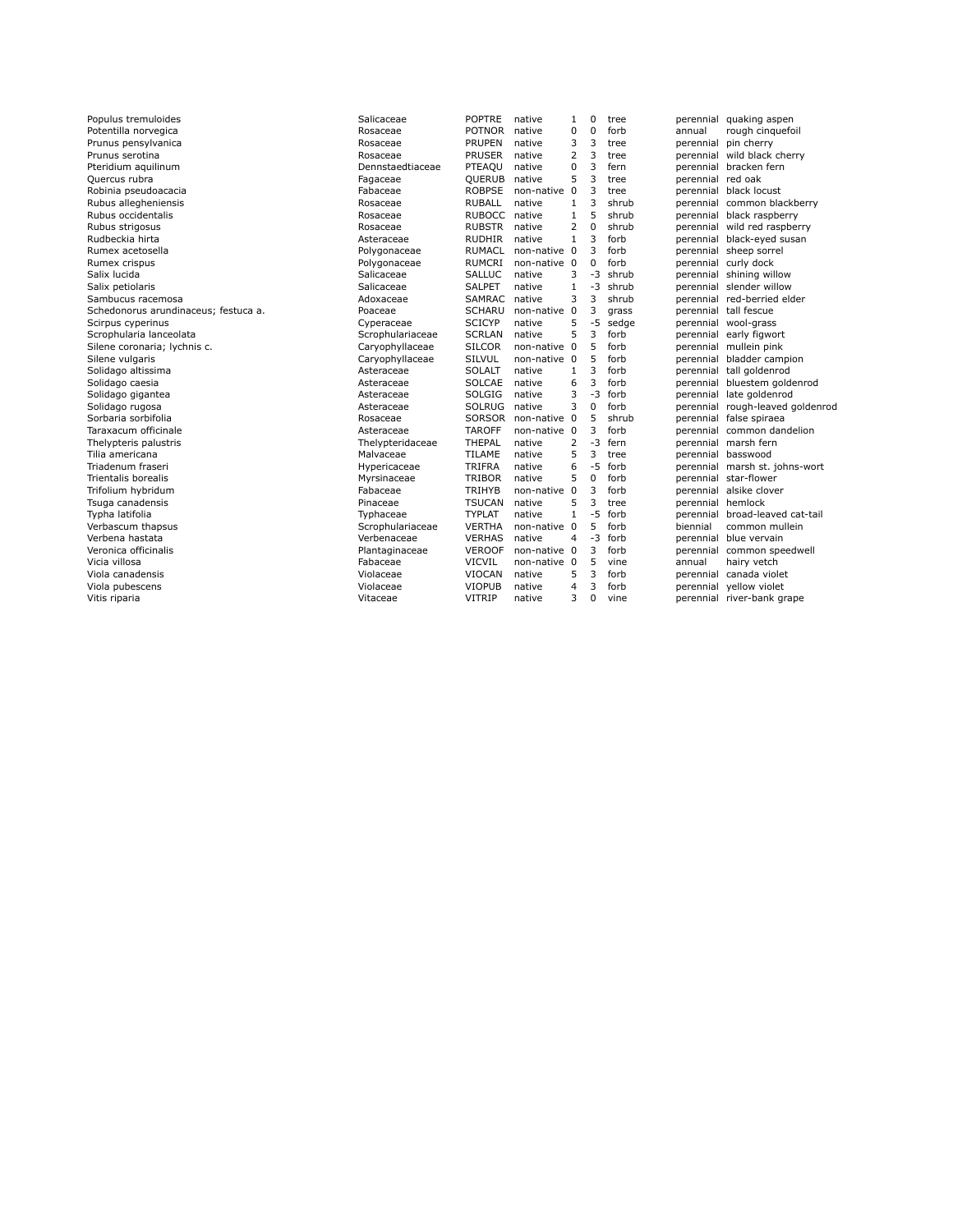| | | | | | | | | |
|---|---|---|---|---|---|---|---|---|
| Populus tremuloides | Salicaceae | POPTRE | native | 1 | 0 | tree | perennial | quaking aspen |
| Potentilla norvegica | Rosaceae | POTNOR | native | 0 | 0 | forb | annual | rough cinquefoil |
| Prunus pensylvanica | Rosaceae | PRUPEN | native | 3 | 3 | tree | perennial | pin cherry |
| Prunus serotina | Rosaceae | PRUSER | native | 2 | 3 | tree | perennial | wild black cherry |
| Pteridium aquilinum | Dennstaedtiaceae | PTEAQU | native | 0 | 3 | fern | perennial | bracken fern |
| Quercus rubra | Fagaceae | QUERUB | native | 5 | 3 | tree | perennial | red oak |
| Robinia pseudoacacia | Fabaceae | ROBPSE | non-native | 0 | 3 | tree | perennial | black locust |
| Rubus allegheniensis | Rosaceae | RUBALL | native | 1 | 3 | shrub | perennial | common blackberry |
| Rubus occidentalis | Rosaceae | RUBOCC | native | 1 | 5 | shrub | perennial | black raspberry |
| Rubus strigosus | Rosaceae | RUBSTR | native | 2 | 0 | shrub | perennial | wild red raspberry |
| Rudbeckia hirta | Asteraceae | RUDHIR | native | 1 | 3 | forb | perennial | black-eyed susan |
| Rumex acetosella | Polygonaceae | RUMACL | non-native | 0 | 3 | forb | perennial | sheep sorrel |
| Rumex crispus | Polygonaceae | RUMCRI | non-native | 0 | 0 | forb | perennial | curly dock |
| Salix lucida | Salicaceae | SALLUC | native | 3 | -3 | shrub | perennial | shining willow |
| Salix petiolaris | Salicaceae | SALPET | native | 1 | -3 | shrub | perennial | slender willow |
| Sambucus racemosa | Adoxaceae | SAMRAC | native | 3 | 3 | shrub | perennial | red-berried elder |
| Schedonorus arundinaceus; festuca a. | Poaceae | SCHARU | non-native | 0 | 3 | grass | perennial | tall fescue |
| Scirpus cyperinus | Cyperaceae | SCICYP | native | 5 | -5 | sedge | perennial | wool-grass |
| Scrophularia lanceolata | Scrophulariaceae | SCRLAN | native | 5 | 3 | forb | perennial | early figwort |
| Silene coronaria; lychnis c. | Caryophyllaceae | SILCOR | non-native | 0 | 5 | forb | perennial | mullein pink |
| Silene vulgaris | Caryophyllaceae | SILVUL | non-native | 0 | 5 | forb | perennial | bladder campion |
| Solidago altissima | Asteraceae | SOLALT | native | 1 | 3 | forb | perennial | tall goldenrod |
| Solidago caesia | Asteraceae | SOLCAE | native | 6 | 3 | forb | perennial | bluestem goldenrod |
| Solidago gigantea | Asteraceae | SOLGIG | native | 3 | -3 | forb | perennial | late goldenrod |
| Solidago rugosa | Asteraceae | SOLRUG | native | 3 | 0 | forb | perennial | rough-leaved goldenrod |
| Sorbaria sorbifolia | Rosaceae | SORSOR | non-native | 0 | 5 | shrub | perennial | false spiraea |
| Taraxacum officinale | Asteraceae | TAROFF | non-native | 0 | 3 | forb | perennial | common dandelion |
| Thelypteris palustris | Thelypteridaceae | THEPAL | native | 2 | -3 | fern | perennial | marsh fern |
| Tilia americana | Malvaceae | TILAME | native | 5 | 3 | tree | perennial | basswood |
| Triadenum fraseri | Hypericaceae | TRIFRA | native | 6 | -5 | forb | perennial | marsh st. johns-wort |
| Trientalis borealis | Myrsinaceae | TRIBOR | native | 5 | 0 | forb | perennial | star-flower |
| Trifolium hybridum | Fabaceae | TRIHYB | non-native | 0 | 3 | forb | perennial | alsike clover |
| Tsuga canadensis | Pinaceae | TSUCAN | native | 5 | 3 | tree | perennial | hemlock |
| Typha latifolia | Typhaceae | TYPLAT | native | 1 | -5 | forb | perennial | broad-leaved cat-tail |
| Verbascum thapsus | Scrophulariaceae | VERTHA | non-native | 0 | 5 | forb | biennial | common mullein |
| Verbena hastata | Verbenaceae | VERHAS | native | 4 | -3 | forb | perennial | blue vervain |
| Veronica officinalis | Plantaginaceae | VEROOF | non-native | 0 | 3 | forb | perennial | common speedwell |
| Vicia villosa | Fabaceae | VICVIL | non-native | 0 | 5 | vine | annual | hairy vetch |
| Viola canadensis | Violaceae | VIOCAN | native | 5 | 3 | forb | perennial | canada violet |
| Viola pubescens | Violaceae | VIOPUB | native | 4 | 3 | forb | perennial | yellow violet |
| Vitis riparia | Vitaceae | VITRIP | native | 3 | 0 | vine | perennial | river-bank grape |